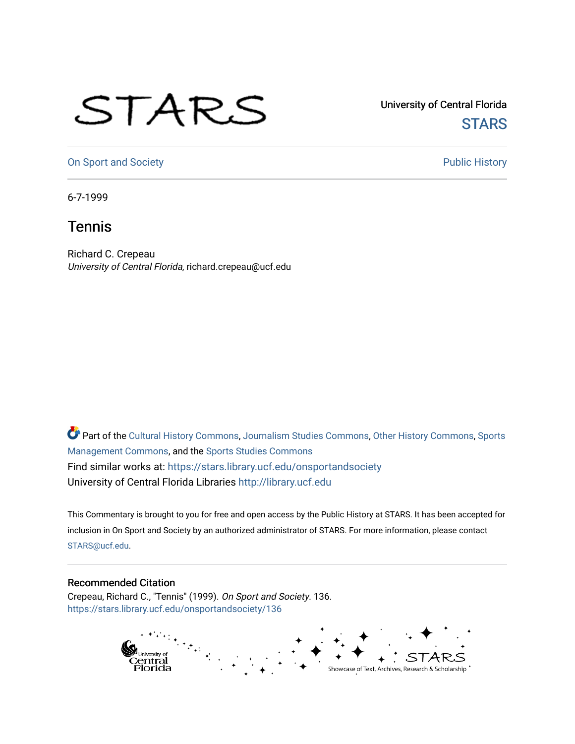University of Central Florida

STARS

On Sport and Society

Public History

6-7-1999

# Tennis

Richard C. Crepeau
*University of Central Florida*, richard.crepeau@ucf.edu

Part of the Cultural History Commons, Journalism Studies Commons, Other History Commons, Sports Management Commons, and the Sports Studies Commons

Find similar works at: https://stars.library.ucf.edu/onsportandsociety

University of Central Florida Libraries http://library.ucf.edu

This Commentary is brought to you for free and open access by the Public History at STARS. It has been accepted for inclusion in On Sport and Society by an authorized administrator of STARS. For more information, please contact STARS@ucf.edu.

## Recommended Citation

Crepeau, Richard C., "Tennis" (1999). *On Sport and Society*. 136.
https://stars.library.ucf.edu/onsportandsociety/136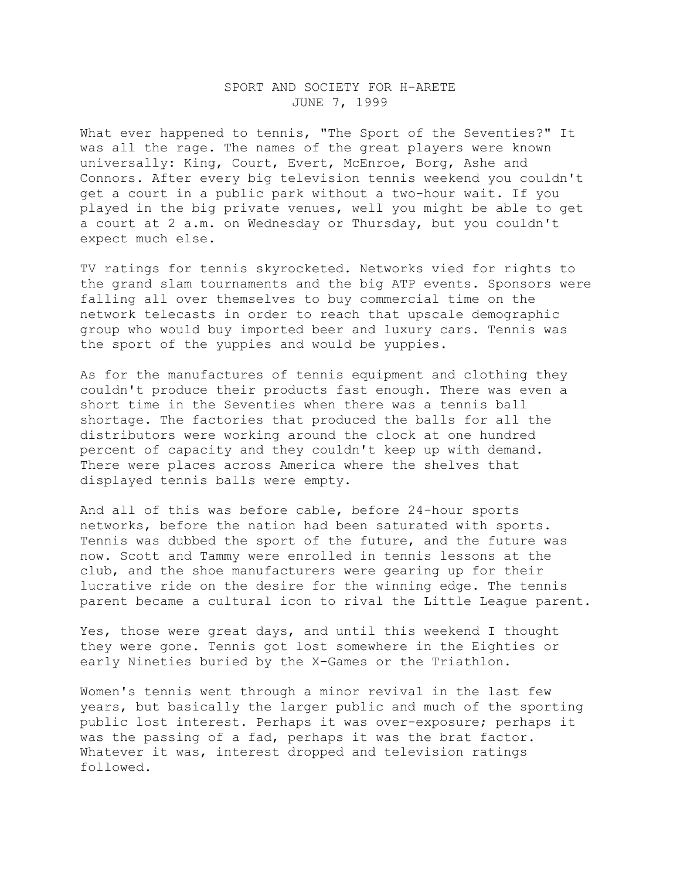SPORT AND SOCIETY FOR H-ARETE
JUNE 7, 1999

What ever happened to tennis, "The Sport of the Seventies?" It was all the rage. The names of the great players were known universally: King, Court, Evert, McEnroe, Borg, Ashe and Connors. After every big television tennis weekend you couldn't get a court in a public park without a two-hour wait. If you played in the big private venues, well you might be able to get a court at 2 a.m. on Wednesday or Thursday, but you couldn't expect much else.

TV ratings for tennis skyrocketed. Networks vied for rights to the grand slam tournaments and the big ATP events. Sponsors were falling all over themselves to buy commercial time on the network telecasts in order to reach that upscale demographic group who would buy imported beer and luxury cars. Tennis was the sport of the yuppies and would be yuppies.

As for the manufactures of tennis equipment and clothing they couldn't produce their products fast enough. There was even a short time in the Seventies when there was a tennis ball shortage. The factories that produced the balls for all the distributors were working around the clock at one hundred percent of capacity and they couldn't keep up with demand. There were places across America where the shelves that displayed tennis balls were empty.

And all of this was before cable, before 24-hour sports networks, before the nation had been saturated with sports. Tennis was dubbed the sport of the future, and the future was now. Scott and Tammy were enrolled in tennis lessons at the club, and the shoe manufacturers were gearing up for their lucrative ride on the desire for the winning edge. The tennis parent became a cultural icon to rival the Little League parent.

Yes, those were great days, and until this weekend I thought they were gone. Tennis got lost somewhere in the Eighties or early Nineties buried by the X-Games or the Triathlon.

Women's tennis went through a minor revival in the last few years, but basically the larger public and much of the sporting public lost interest. Perhaps it was over-exposure; perhaps it was the passing of a fad, perhaps it was the brat factor. Whatever it was, interest dropped and television ratings followed.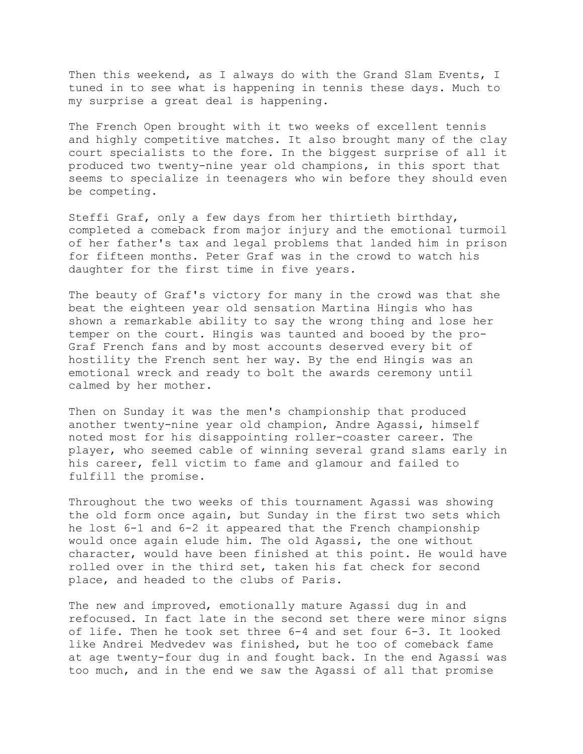Then this weekend, as I always do with the Grand Slam Events, I tuned in to see what is happening in tennis these days. Much to my surprise a great deal is happening.

The French Open brought with it two weeks of excellent tennis and highly competitive matches. It also brought many of the clay court specialists to the fore. In the biggest surprise of all it produced two twenty-nine year old champions, in this sport that seems to specialize in teenagers who win before they should even be competing.

Steffi Graf, only a few days from her thirtieth birthday, completed a comeback from major injury and the emotional turmoil of her father's tax and legal problems that landed him in prison for fifteen months. Peter Graf was in the crowd to watch his daughter for the first time in five years.

The beauty of Graf's victory for many in the crowd was that she beat the eighteen year old sensation Martina Hingis who has shown a remarkable ability to say the wrong thing and lose her temper on the court. Hingis was taunted and booed by the pro-Graf French fans and by most accounts deserved every bit of hostility the French sent her way. By the end Hingis was an emotional wreck and ready to bolt the awards ceremony until calmed by her mother.

Then on Sunday it was the men's championship that produced another twenty-nine year old champion, Andre Agassi, himself noted most for his disappointing roller-coaster career. The player, who seemed cable of winning several grand slams early in his career, fell victim to fame and glamour and failed to fulfill the promise.

Throughout the two weeks of this tournament Agassi was showing the old form once again, but Sunday in the first two sets which he lost 6-1 and 6-2 it appeared that the French championship would once again elude him. The old Agassi, the one without character, would have been finished at this point. He would have rolled over in the third set, taken his fat check for second place, and headed to the clubs of Paris.

The new and improved, emotionally mature Agassi dug in and refocused. In fact late in the second set there were minor signs of life. Then he took set three 6-4 and set four 6-3. It looked like Andrei Medvedev was finished, but he too of comeback fame at age twenty-four dug in and fought back. In the end Agassi was too much, and in the end we saw the Agassi of all that promise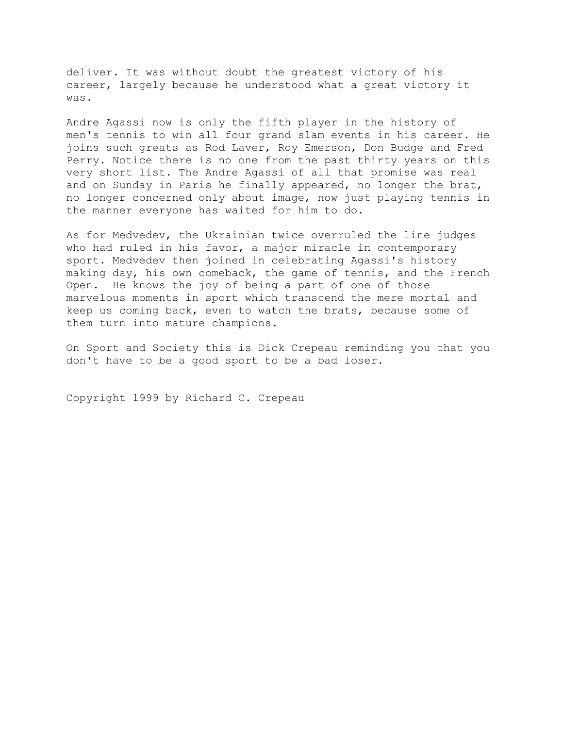deliver. It was without doubt the greatest victory of his career, largely because he understood what a great victory it was.

Andre Agassi now is only the fifth player in the history of men's tennis to win all four grand slam events in his career. He joins such greats as Rod Laver, Roy Emerson, Don Budge and Fred Perry. Notice there is no one from the past thirty years on this very short list. The Andre Agassi of all that promise was real and on Sunday in Paris he finally appeared, no longer the brat, no longer concerned only about image, now just playing tennis in the manner everyone has waited for him to do.

As for Medvedev, the Ukrainian twice overruled the line judges who had ruled in his favor, a major miracle in contemporary sport. Medvedev then joined in celebrating Agassi's history making day, his own comeback, the game of tennis, and the French Open. He knows the joy of being a part of one of those marvelous moments in sport which transcend the mere mortal and keep us coming back, even to watch the brats, because some of them turn into mature champions.

On Sport and Society this is Dick Crepeau reminding you that you don't have to be a good sport to be a bad loser.

Copyright 1999 by Richard C. Crepeau